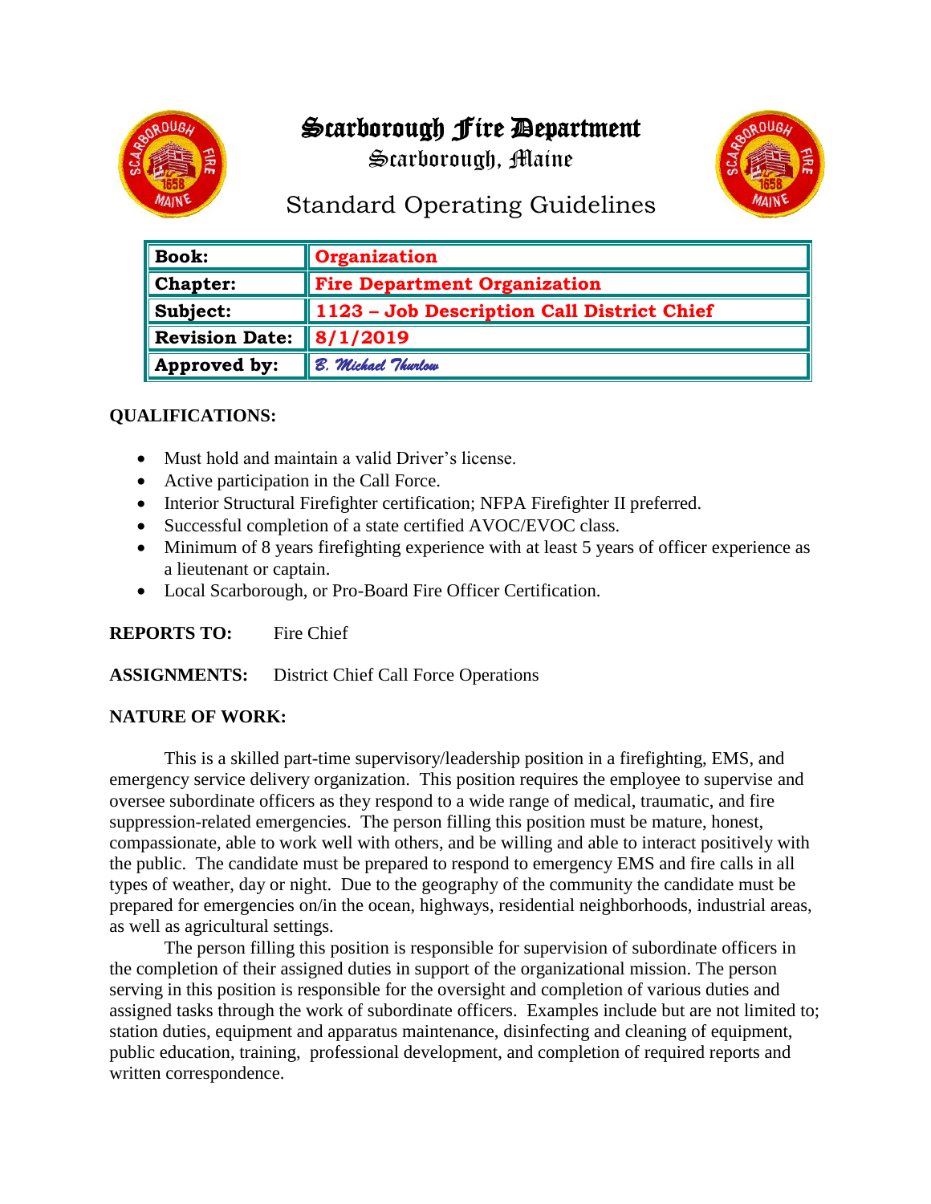# Scarborough Fire Department

## Scarborough, Maine

## Standard Operating Guidelines

| | |
|---|---|
| **Book:** | **Organization** |
| **Chapter:** | **Fire Department Organization** |
| **Subject:** | **1123 – Job Description Call District Chief** |
| **Revision Date:** | **8/1/2019** |
| **Approved by:** | *B. Michael Thurlow* |

**QUALIFICATIONS:**

- Must hold and maintain a valid Driver's license.
- Active participation in the Call Force.
- Interior Structural Firefighter certification; NFPA Firefighter II preferred.
- Successful completion of a state certified AVOC/EVOC class.
- Minimum of 8 years firefighting experience with at least 5 years of officer experience as a lieutenant or captain.
- Local Scarborough, or Pro-Board Fire Officer Certification.

**REPORTS TO:** Fire Chief

**ASSIGNMENTS:** District Chief Call Force Operations

**NATURE OF WORK:**

This is a skilled part-time supervisory/leadership position in a firefighting, EMS, and emergency service delivery organization. This position requires the employee to supervise and oversee subordinate officers as they respond to a wide range of medical, traumatic, and fire suppression-related emergencies. The person filling this position must be mature, honest, compassionate, able to work well with others, and be willing and able to interact positively with the public. The candidate must be prepared to respond to emergency EMS and fire calls in all types of weather, day or night. Due to the geography of the community the candidate must be prepared for emergencies on/in the ocean, highways, residential neighborhoods, industrial areas, as well as agricultural settings.

The person filling this position is responsible for supervision of subordinate officers in the completion of their assigned duties in support of the organizational mission. The person serving in this position is responsible for the oversight and completion of various duties and assigned tasks through the work of subordinate officers. Examples include but are not limited to; station duties, equipment and apparatus maintenance, disinfecting and cleaning of equipment, public education, training, professional development, and completion of required reports and written correspondence.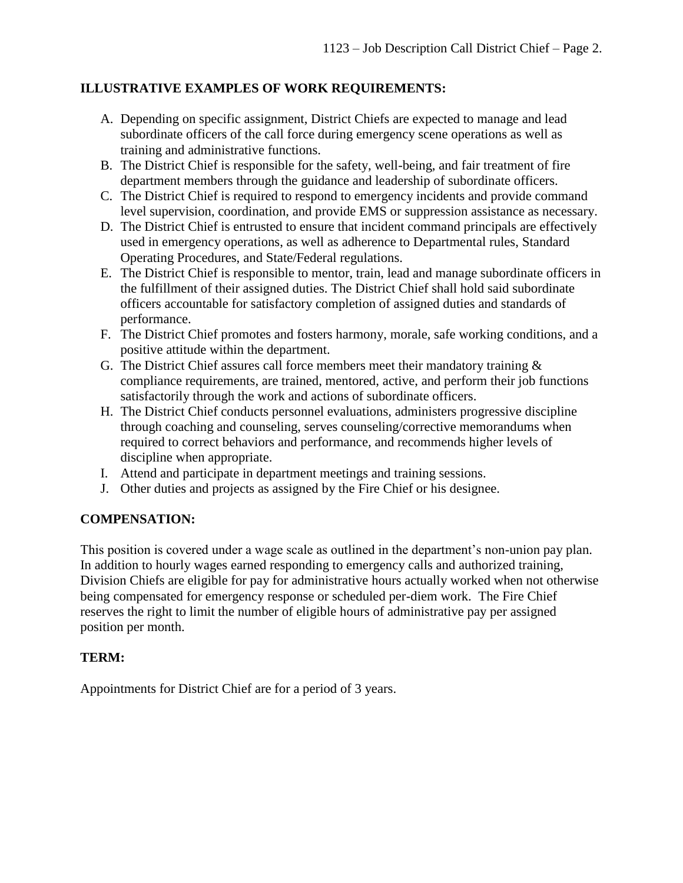## ILLUSTRATIVE EXAMPLES OF WORK REQUIREMENTS:

A. Depending on specific assignment, District Chiefs are expected to manage and lead subordinate officers of the call force during emergency scene operations as well as training and administrative functions.
B. The District Chief is responsible for the safety, well-being, and fair treatment of fire department members through the guidance and leadership of subordinate officers.
C. The District Chief is required to respond to emergency incidents and provide command level supervision, coordination, and provide EMS or suppression assistance as necessary.
D. The District Chief is entrusted to ensure that incident command principals are effectively used in emergency operations, as well as adherence to Departmental rules, Standard Operating Procedures, and State/Federal regulations.
E. The District Chief is responsible to mentor, train, lead and manage subordinate officers in the fulfillment of their assigned duties. The District Chief shall hold said subordinate officers accountable for satisfactory completion of assigned duties and standards of performance.
F. The District Chief promotes and fosters harmony, morale, safe working conditions, and a positive attitude within the department.
G. The District Chief assures call force members meet their mandatory training & compliance requirements, are trained, mentored, active, and perform their job functions satisfactorily through the work and actions of subordinate officers.
H. The District Chief conducts personnel evaluations, administers progressive discipline through coaching and counseling, serves counseling/corrective memorandums when required to correct behaviors and performance, and recommends higher levels of discipline when appropriate.
I. Attend and participate in department meetings and training sessions.
J. Other duties and projects as assigned by the Fire Chief or his designee.

## COMPENSATION:

This position is covered under a wage scale as outlined in the department's non-union pay plan. In addition to hourly wages earned responding to emergency calls and authorized training, Division Chiefs are eligible for pay for administrative hours actually worked when not otherwise being compensated for emergency response or scheduled per-diem work. The Fire Chief reserves the right to limit the number of eligible hours of administrative pay per assigned position per month.

## TERM:

Appointments for District Chief are for a period of 3 years.